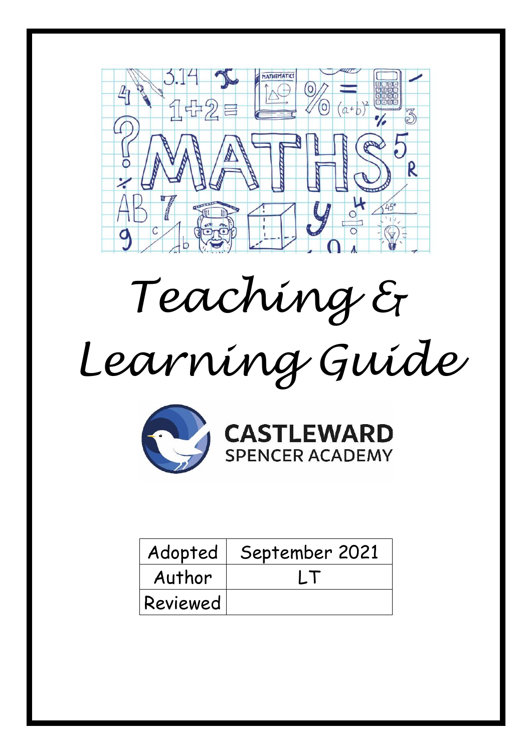# Teaching & Learning Guide

CASTLEWARD
SPENCER ACADEMY

| Adopted | September 2021 |
| --- | --- |
| Author | LT |
| Reviewed | |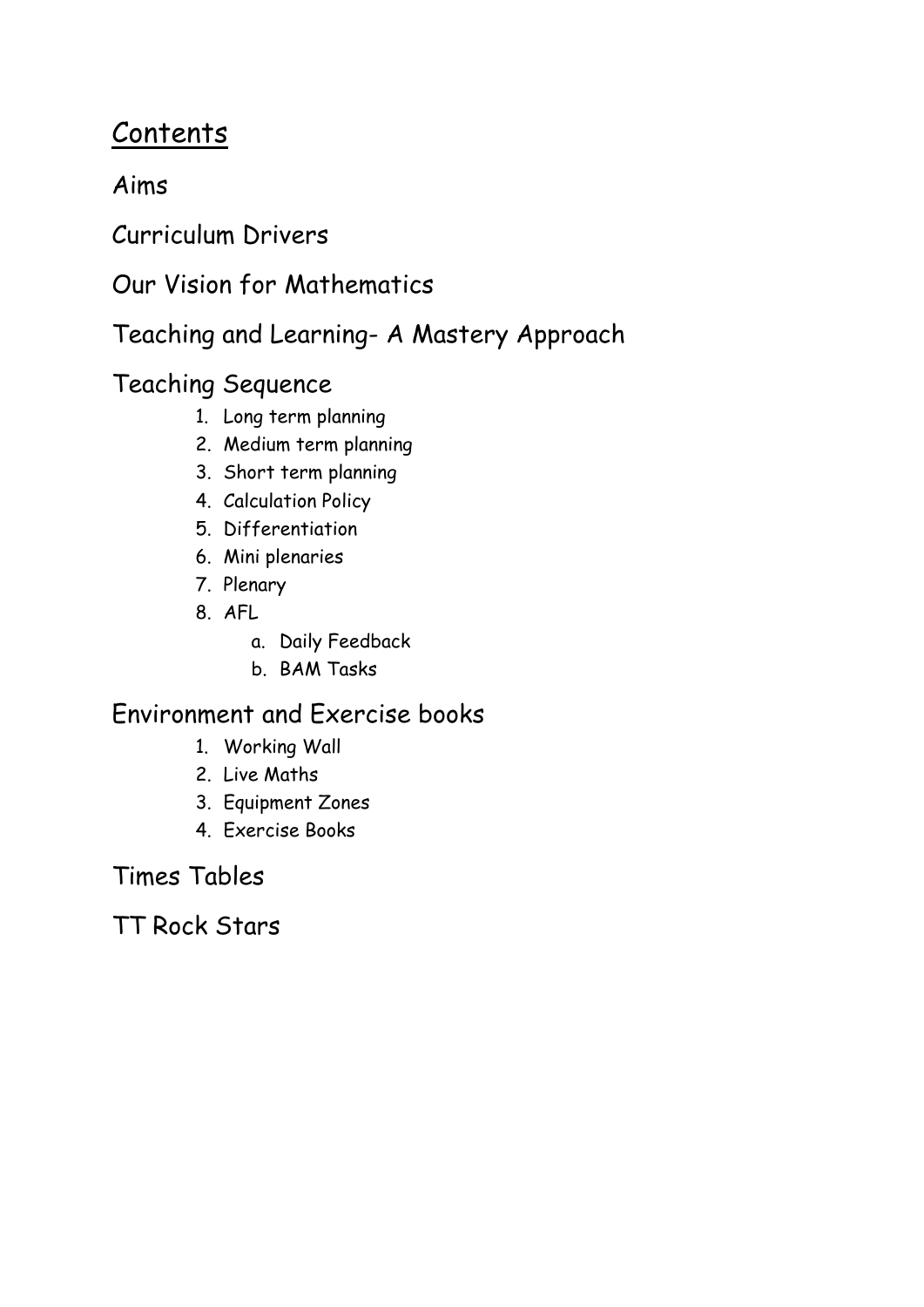# Contents

## Aims

## Curriculum Drivers

## Our Vision for Mathematics

## Teaching and Learning- A Mastery Approach

## Teaching Sequence

1. Long term planning
2. Medium term planning
3. Short term planning
4. Calculation Policy
5. Differentiation
6. Mini plenaries
7. Plenary
8. AFL
   a. Daily Feedback
   b. BAM Tasks

## Environment and Exercise books

1. Working Wall
2. Live Maths
3. Equipment Zones
4. Exercise Books

## Times Tables

## TT Rock Stars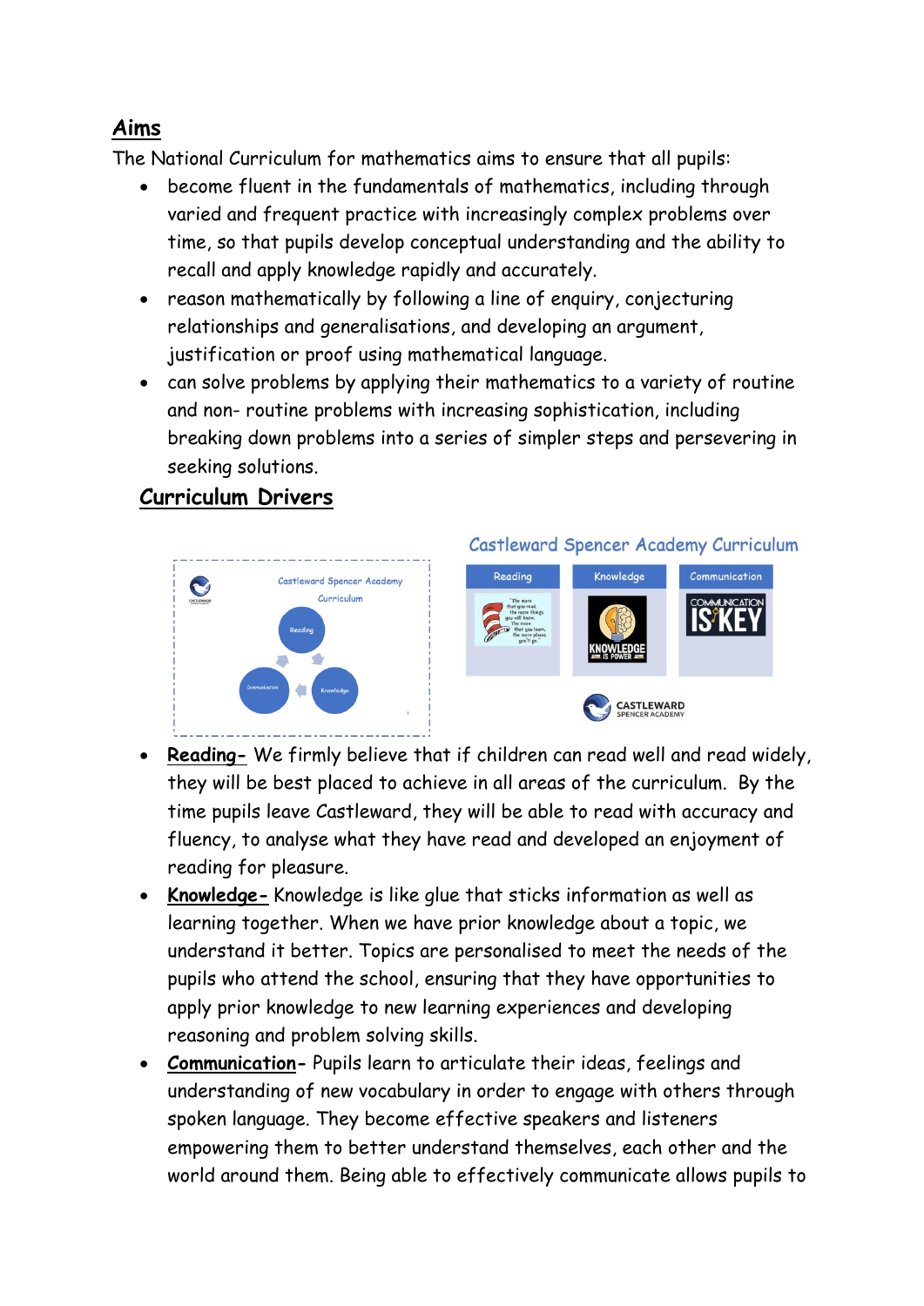## Aims

The National Curriculum for mathematics aims to ensure that all pupils:

- become fluent in the fundamentals of mathematics, including through varied and frequent practice with increasingly complex problems over time, so that pupils develop conceptual understanding and the ability to recall and apply knowledge rapidly and accurately.
- reason mathematically by following a line of enquiry, conjecturing relationships and generalisations, and developing an argument, justification or proof using mathematical language.
- can solve problems by applying their mathematics to a variety of routine and non- routine problems with increasing sophistication, including breaking down problems into a series of simpler steps and persevering in seeking solutions.

## Curriculum Drivers

- **Reading-** We firmly believe that if children can read well and read widely, they will be best placed to achieve in all areas of the curriculum. By the time pupils leave Castleward, they will be able to read with accuracy and fluency, to analyse what they have read and developed an enjoyment of reading for pleasure.
- **Knowledge-** Knowledge is like glue that sticks information as well as learning together. When we have prior knowledge about a topic, we understand it better. Topics are personalised to meet the needs of the pupils who attend the school, ensuring that they have opportunities to apply prior knowledge to new learning experiences and developing reasoning and problem solving skills.
- **Communication-** Pupils learn to articulate their ideas, feelings and understanding of new vocabulary in order to engage with others through spoken language. They become effective speakers and listeners empowering them to better understand themselves, each other and the world around them. Being able to effectively communicate allows pupils to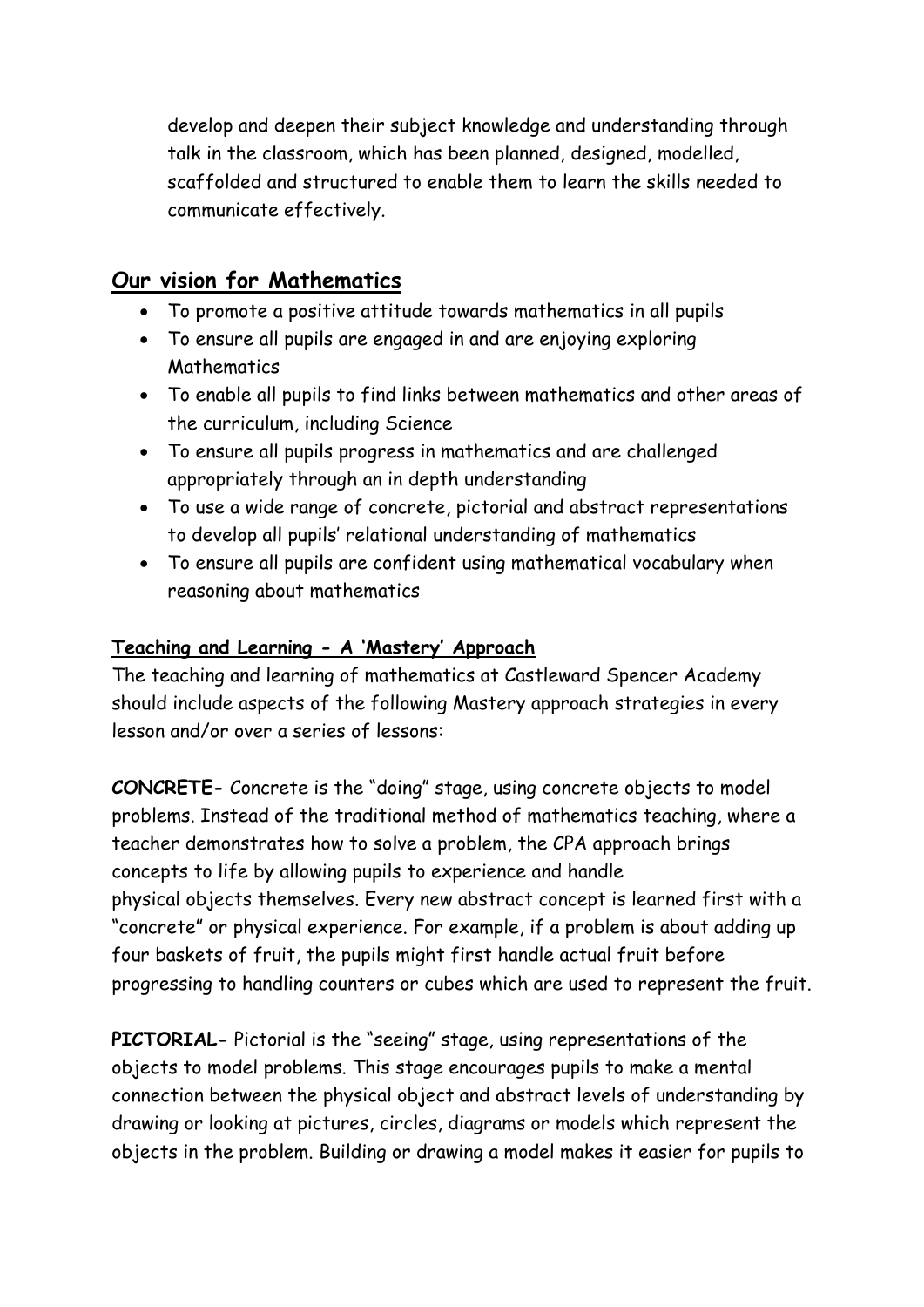develop and deepen their subject knowledge and understanding through talk in the classroom, which has been planned, designed, modelled, scaffolded and structured to enable them to learn the skills needed to communicate effectively.

## Our vision for Mathematics

- To promote a positive attitude towards mathematics in all pupils
- To ensure all pupils are engaged in and are enjoying exploring Mathematics
- To enable all pupils to find links between mathematics and other areas of the curriculum, including Science
- To ensure all pupils progress in mathematics and are challenged appropriately through an in depth understanding
- To use a wide range of concrete, pictorial and abstract representations to develop all pupils' relational understanding of mathematics
- To ensure all pupils are confident using mathematical vocabulary when reasoning about mathematics

### Teaching and Learning - A 'Mastery' Approach

The teaching and learning of mathematics at Castleward Spencer Academy should include aspects of the following Mastery approach strategies in every lesson and/or over a series of lessons:

**CONCRETE-** Concrete is the "doing" stage, using concrete objects to model problems. Instead of the traditional method of mathematics teaching, where a teacher demonstrates how to solve a problem, the CPA approach brings concepts to life by allowing pupils to experience and handle physical objects themselves. Every new abstract concept is learned first with a "concrete" or physical experience. For example, if a problem is about adding up four baskets of fruit, the pupils might first handle actual fruit before progressing to handling counters or cubes which are used to represent the fruit.

**PICTORIAL-** Pictorial is the "seeing" stage, using representations of the objects to model problems. This stage encourages pupils to make a mental connection between the physical object and abstract levels of understanding by drawing or looking at pictures, circles, diagrams or models which represent the objects in the problem. Building or drawing a model makes it easier for pupils to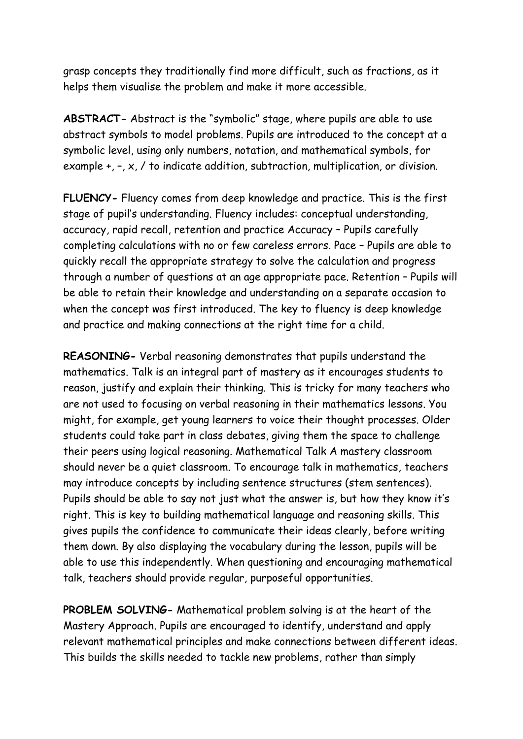grasp concepts they traditionally find more difficult, such as fractions, as it helps them visualise the problem and make it more accessible.

**ABSTRACT-** Abstract is the "symbolic" stage, where pupils are able to use abstract symbols to model problems. Pupils are introduced to the concept at a symbolic level, using only numbers, notation, and mathematical symbols, for example +, –, x, / to indicate addition, subtraction, multiplication, or division.

**FLUENCY-** Fluency comes from deep knowledge and practice. This is the first stage of pupil's understanding. Fluency includes: conceptual understanding, accuracy, rapid recall, retention and practice Accuracy – Pupils carefully completing calculations with no or few careless errors. Pace – Pupils are able to quickly recall the appropriate strategy to solve the calculation and progress through a number of questions at an age appropriate pace. Retention – Pupils will be able to retain their knowledge and understanding on a separate occasion to when the concept was first introduced. The key to fluency is deep knowledge and practice and making connections at the right time for a child.

**REASONING-** Verbal reasoning demonstrates that pupils understand the mathematics. Talk is an integral part of mastery as it encourages students to reason, justify and explain their thinking. This is tricky for many teachers who are not used to focusing on verbal reasoning in their mathematics lessons. You might, for example, get young learners to voice their thought processes. Older students could take part in class debates, giving them the space to challenge their peers using logical reasoning. Mathematical Talk A mastery classroom should never be a quiet classroom. To encourage talk in mathematics, teachers may introduce concepts by including sentence structures (stem sentences). Pupils should be able to say not just what the answer is, but how they know it's right. This is key to building mathematical language and reasoning skills. This gives pupils the confidence to communicate their ideas clearly, before writing them down. By also displaying the vocabulary during the lesson, pupils will be able to use this independently. When questioning and encouraging mathematical talk, teachers should provide regular, purposeful opportunities.

**PROBLEM SOLVING-** Mathematical problem solving is at the heart of the Mastery Approach. Pupils are encouraged to identify, understand and apply relevant mathematical principles and make connections between different ideas. This builds the skills needed to tackle new problems, rather than simply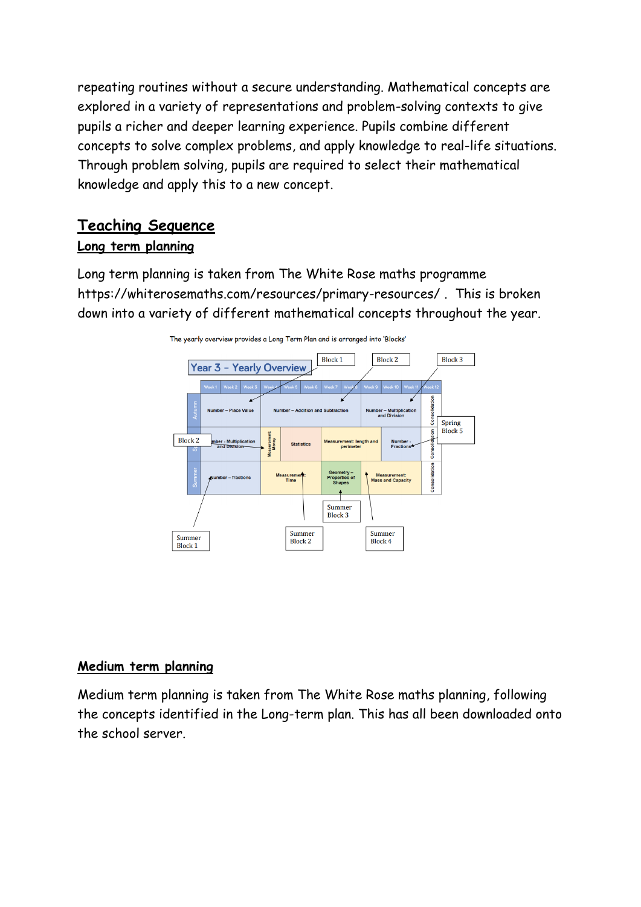repeating routines without a secure understanding. Mathematical concepts are explored in a variety of representations and problem-solving contexts to give pupils a richer and deeper learning experience. Pupils combine different concepts to solve complex problems, and apply knowledge to real-life situations. Through problem solving, pupils are required to select their mathematical knowledge and apply this to a new concept.

## Teaching Sequence

### Long term planning

Long term planning is taken from The White Rose maths programme https://whiterosemaths.com/resources/primary-resources/ . This is broken down into a variety of different mathematical concepts throughout the year.

The yearly overview provides a Long Term Plan and is arranged into 'Blocks'

Year 3 – Yearly Overview

| | Week 1 | Week 2 | Week 3 | Week 4 | Week 5 | Week 6 | Week 7 | Week 8 | Week 9 | Week 10 | Week 11 | Week 12 |
|---|---|---|---|---|---|---|---|---|---|---|---|---|
| Autumn | Number – Place Value | | | Number – Addition and Subtraction | | | | Number – Multiplication and Division | | | | Consolidation |
| Spring | Number – Multiplication and Division | | | Measurement: Money | Statistics | | Measurement: length and perimeter | | | Number - Fractions | | Consolidation |
| Summer | Number – fractions | | | Measurement: Time | | | Geometry – Properties of Shapes | | Measurement: Mass and Capacity | | | Consolidation |

Labels: Block 1 (Number – Place Value), Block 2 (Number – Addition and Subtraction), Block 3 (Number – Multiplication and Division), Block 2 (Spring: Number – Multiplication and Division), Spring Block 5 (Number - Fractions), Summer Block 1 (Number – fractions), Summer Block 2 (Measurement: Time), Summer Block 3 (Geometry – Properties of Shapes), Summer Block 4 (Measurement: Mass and Capacity)

### Medium term planning

Medium term planning is taken from The White Rose maths planning, following the concepts identified in the Long-term plan. This has all been downloaded onto the school server.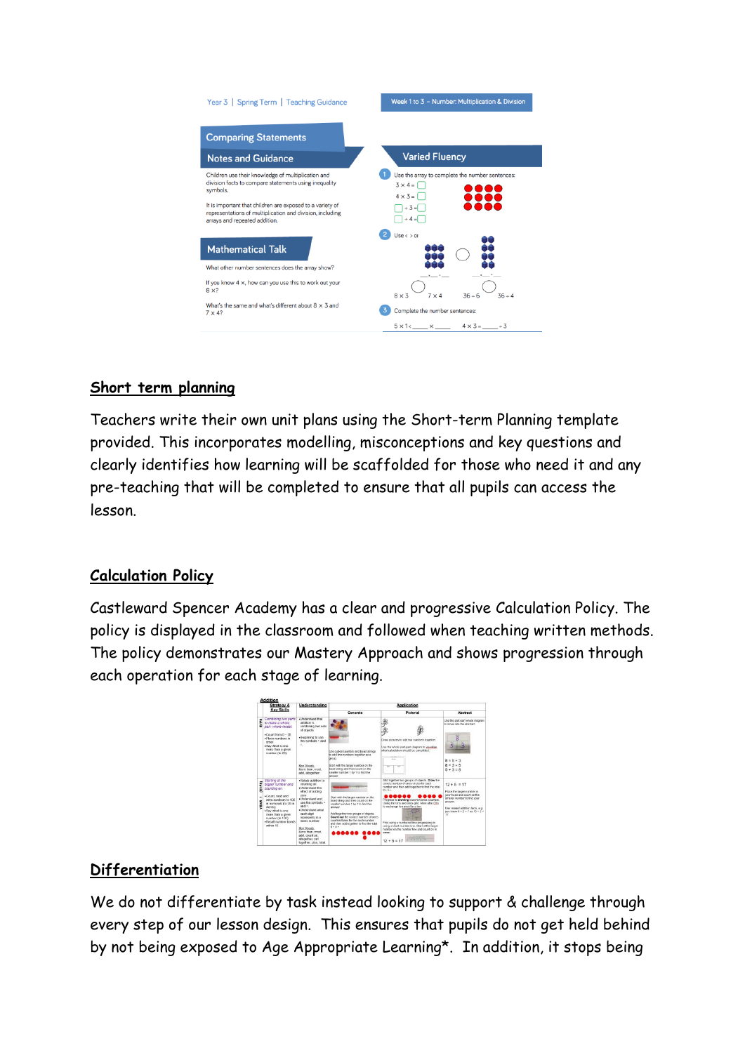Year 3 | Spring Term | Teaching Guidance

Week 1 to 3 – Number: Multiplication & Division

**Comparing Statements**

**Notes and Guidance**

Children use their knowledge of multiplication and division facts to compare statements using inequality symbols.

It is important that children are exposed to a variety of representations of multiplication and division, including arrays and repeated addition.

**Mathematical Talk**

What other number sentences does the array show?

If you know 4 ×, how can you use this to work out your 8 ×?

What's the same and what's different about 8 × 3 and 7 × 4?

**Varied Fluency**

1. Use the array to complete the number sentences:
   3 × 4 = ☐
   4 × 3 = ☐
   ☐ ÷ 3 = ☐
   ☐ ÷ 4 = ☐

2. Use < > or
   8 × 3 ◯ 7 × 4    36 ÷ 6 ◯ 36 ÷ 4

3. Complete the number sentences:
   5 × 1 < ____ × ____    4 × 3 = ____ ÷ 3

## Short term planning

Teachers write their own unit plans using the Short-term Planning template provided. This incorporates modelling, misconceptions and key questions and clearly identifies how learning will be scaffolded for those who need it and any pre-teaching that will be completed to ensure that all pupils can access the lesson.

## Calculation Policy

Castleward Spencer Academy has a clear and progressive Calculation Policy. The policy is displayed in the classroom and followed when teaching written methods. The policy demonstrates our Mastery Approach and shows progression through each operation for each stage of learning.

## Differentiation

We do not differentiate by task instead looking to support & challenge through every step of our lesson design. This ensures that pupils do not get held behind by not being exposed to Age Appropriate Learning*. In addition, it stops being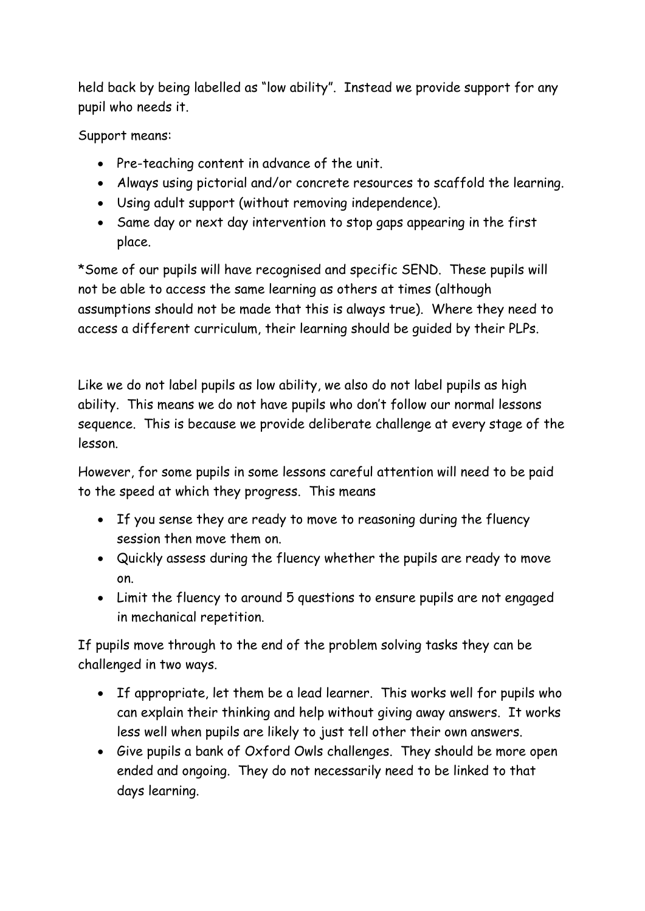held back by being labelled as “low ability”. Instead we provide support for any pupil who needs it.

Support means:

- Pre-teaching content in advance of the unit.
- Always using pictorial and/or concrete resources to scaffold the learning.
- Using adult support (without removing independence).
- Same day or next day intervention to stop gaps appearing in the first place.

*Some of our pupils will have recognised and specific SEND. These pupils will not be able to access the same learning as others at times (although assumptions should not be made that this is always true). Where they need to access a different curriculum, their learning should be guided by their PLPs.

Like we do not label pupils as low ability, we also do not label pupils as high ability. This means we do not have pupils who don’t follow our normal lessons sequence. This is because we provide deliberate challenge at every stage of the lesson.

However, for some pupils in some lessons careful attention will need to be paid to the speed at which they progress. This means

- If you sense they are ready to move to reasoning during the fluency session then move them on.
- Quickly assess during the fluency whether the pupils are ready to move on.
- Limit the fluency to around 5 questions to ensure pupils are not engaged in mechanical repetition.

If pupils move through to the end of the problem solving tasks they can be challenged in two ways.

- If appropriate, let them be a lead learner. This works well for pupils who can explain their thinking and help without giving away answers. It works less well when pupils are likely to just tell other their own answers.
- Give pupils a bank of Oxford Owls challenges. They should be more open ended and ongoing. They do not necessarily need to be linked to that days learning.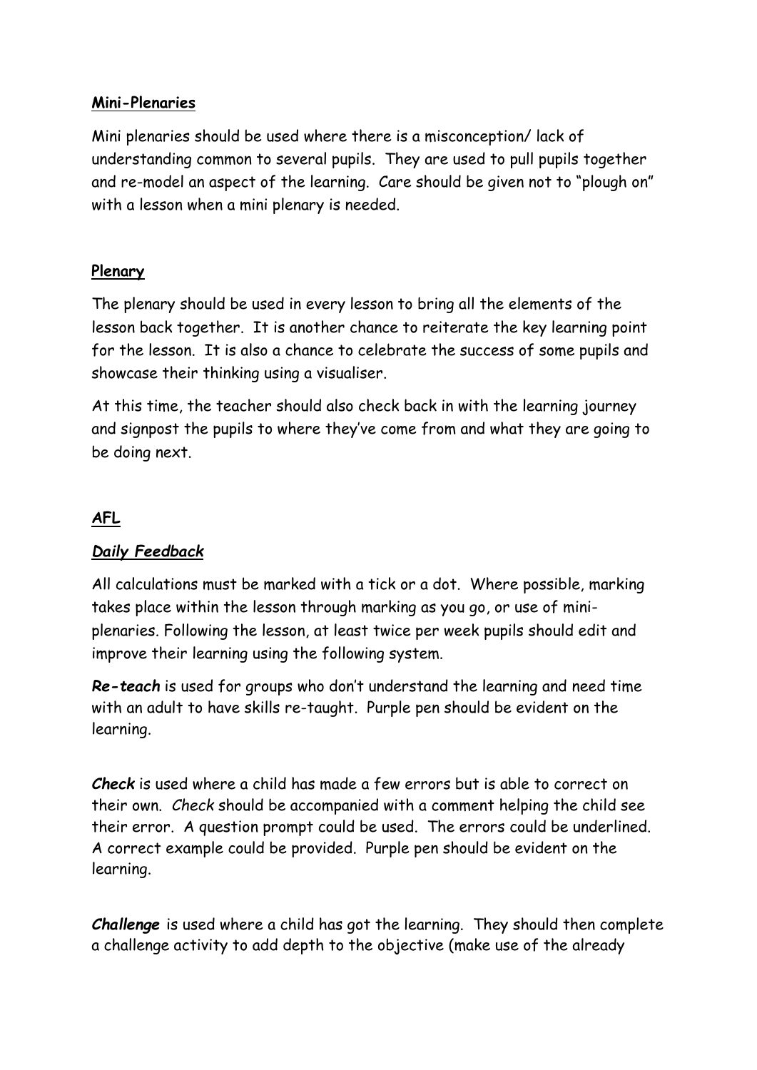**Mini-Plenaries**

Mini plenaries should be used where there is a misconception/ lack of understanding common to several pupils. They are used to pull pupils together and re-model an aspect of the learning. Care should be given not to "plough on" with a lesson when a mini plenary is needed.

**Plenary**

The plenary should be used in every lesson to bring all the elements of the lesson back together. It is another chance to reiterate the key learning point for the lesson. It is also a chance to celebrate the success of some pupils and showcase their thinking using a visualiser.

At this time, the teacher should also check back in with the learning journey and signpost the pupils to where they've come from and what they are going to be doing next.

**AFL**

***Daily Feedback***

All calculations must be marked with a tick or a dot. Where possible, marking takes place within the lesson through marking as you go, or use of mini-plenaries. Following the lesson, at least twice per week pupils should edit and improve their learning using the following system.

***Re-teach*** is used for groups who don't understand the learning and need time with an adult to have skills re-taught. Purple pen should be evident on the learning.

***Check*** is used where a child has made a few errors but is able to correct on their own. *Check* should be accompanied with a comment helping the child see their error. A question prompt could be used. The errors could be underlined. A correct example could be provided. Purple pen should be evident on the learning.

***Challenge*** is used where a child has got the learning. They should then complete a challenge activity to add depth to the objective (make use of the already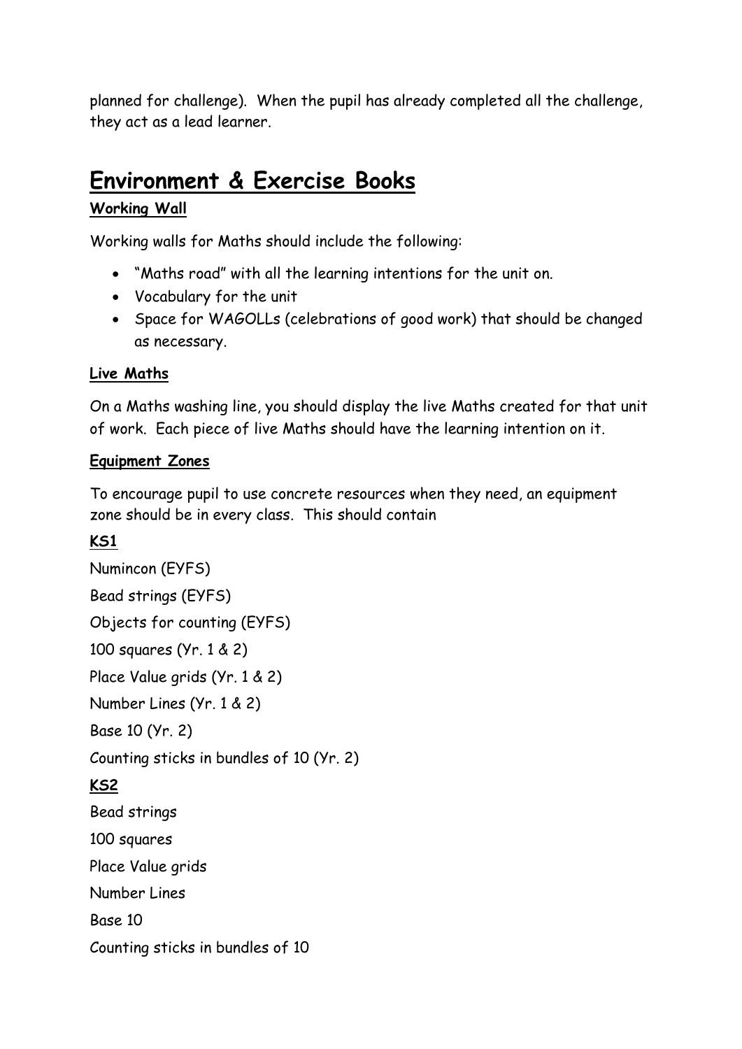planned for challenge). When the pupil has already completed all the challenge, they act as a lead learner.

# Environment & Exercise Books

### Working Wall

Working walls for Maths should include the following:

- "Maths road" with all the learning intentions for the unit on.
- Vocabulary for the unit
- Space for WAGOLLs (celebrations of good work) that should be changed as necessary.

### Live Maths

On a Maths washing line, you should display the live Maths created for that unit of work. Each piece of live Maths should have the learning intention on it.

### Equipment Zones

To encourage pupil to use concrete resources when they need, an equipment zone should be in every class. This should contain

**KS1**

Numincon (EYFS)

Bead strings (EYFS)

Objects for counting (EYFS)

100 squares (Yr. 1 & 2)

Place Value grids (Yr. 1 & 2)

Number Lines (Yr. 1 & 2)

Base 10 (Yr. 2)

Counting sticks in bundles of 10 (Yr. 2)

**KS2**

Bead strings

100 squares

Place Value grids

Number Lines

Base 10

Counting sticks in bundles of 10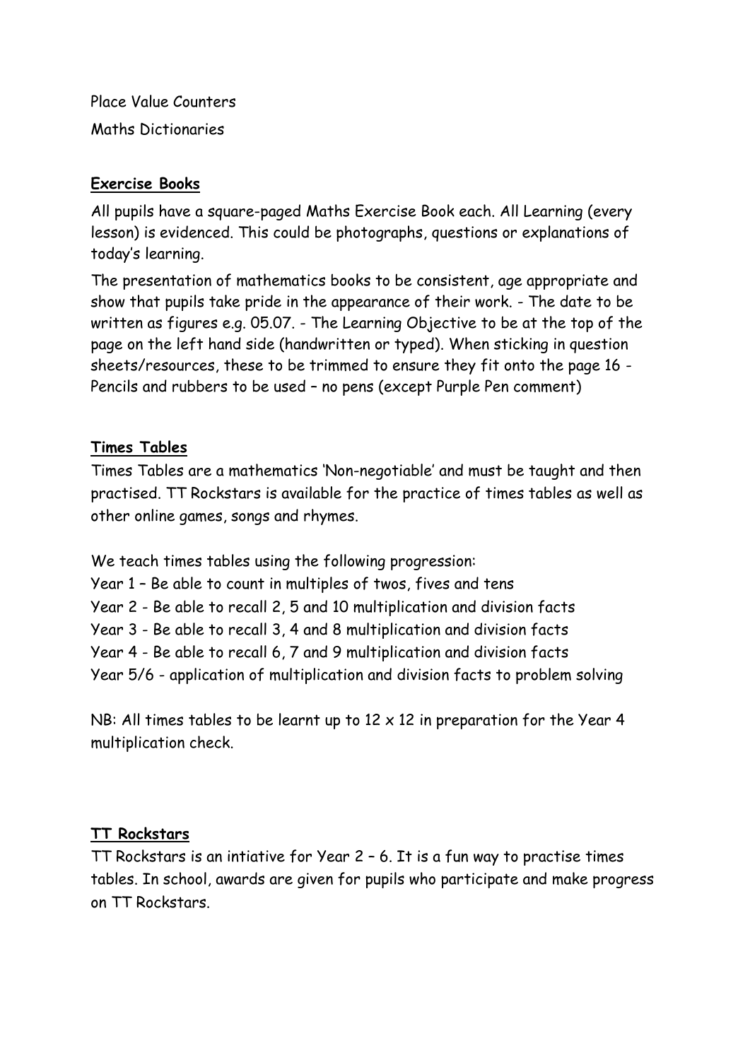Place Value Counters

Maths Dictionaries

## Exercise Books

All pupils have a square-paged Maths Exercise Book each. All Learning (every lesson) is evidenced. This could be photographs, questions or explanations of today's learning.

The presentation of mathematics books to be consistent, age appropriate and show that pupils take pride in the appearance of their work. - The date to be written as figures e.g. 05.07. - The Learning Objective to be at the top of the page on the left hand side (handwritten or typed). When sticking in question sheets/resources, these to be trimmed to ensure they fit onto the page 16 - Pencils and rubbers to be used – no pens (except Purple Pen comment)

## Times Tables

Times Tables are a mathematics 'Non-negotiable' and must be taught and then practised. TT Rockstars is available for the practice of times tables as well as other online games, songs and rhymes.

We teach times tables using the following progression:

Year 1 – Be able to count in multiples of twos, fives and tens

Year 2 - Be able to recall 2, 5 and 10 multiplication and division facts

Year 3 - Be able to recall 3, 4 and 8 multiplication and division facts

Year 4 - Be able to recall 6, 7 and 9 multiplication and division facts

Year 5/6 - application of multiplication and division facts to problem solving

NB: All times tables to be learnt up to 12 x 12 in preparation for the Year 4 multiplication check.

## TT Rockstars

TT Rockstars is an intiative for Year 2 – 6. It is a fun way to practise times tables. In school, awards are given for pupils who participate and make progress on TT Rockstars.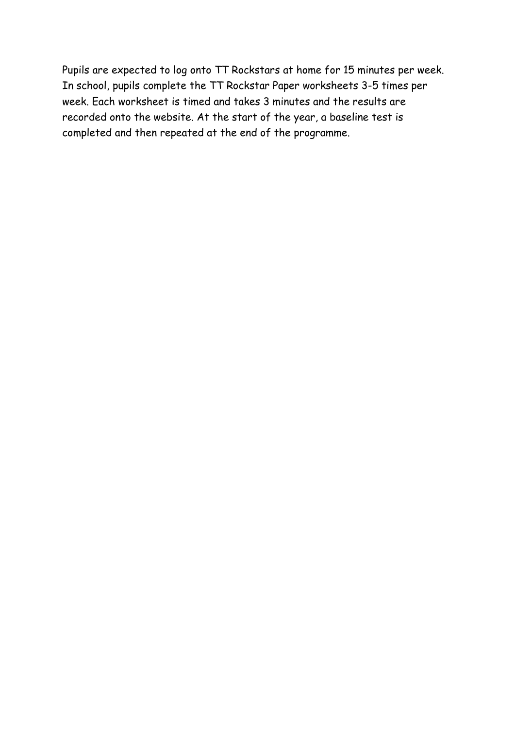Pupils are expected to log onto TT Rockstars at home for 15 minutes per week. In school, pupils complete the TT Rockstar Paper worksheets 3-5 times per week. Each worksheet is timed and takes 3 minutes and the results are recorded onto the website. At the start of the year, a baseline test is completed and then repeated at the end of the programme.